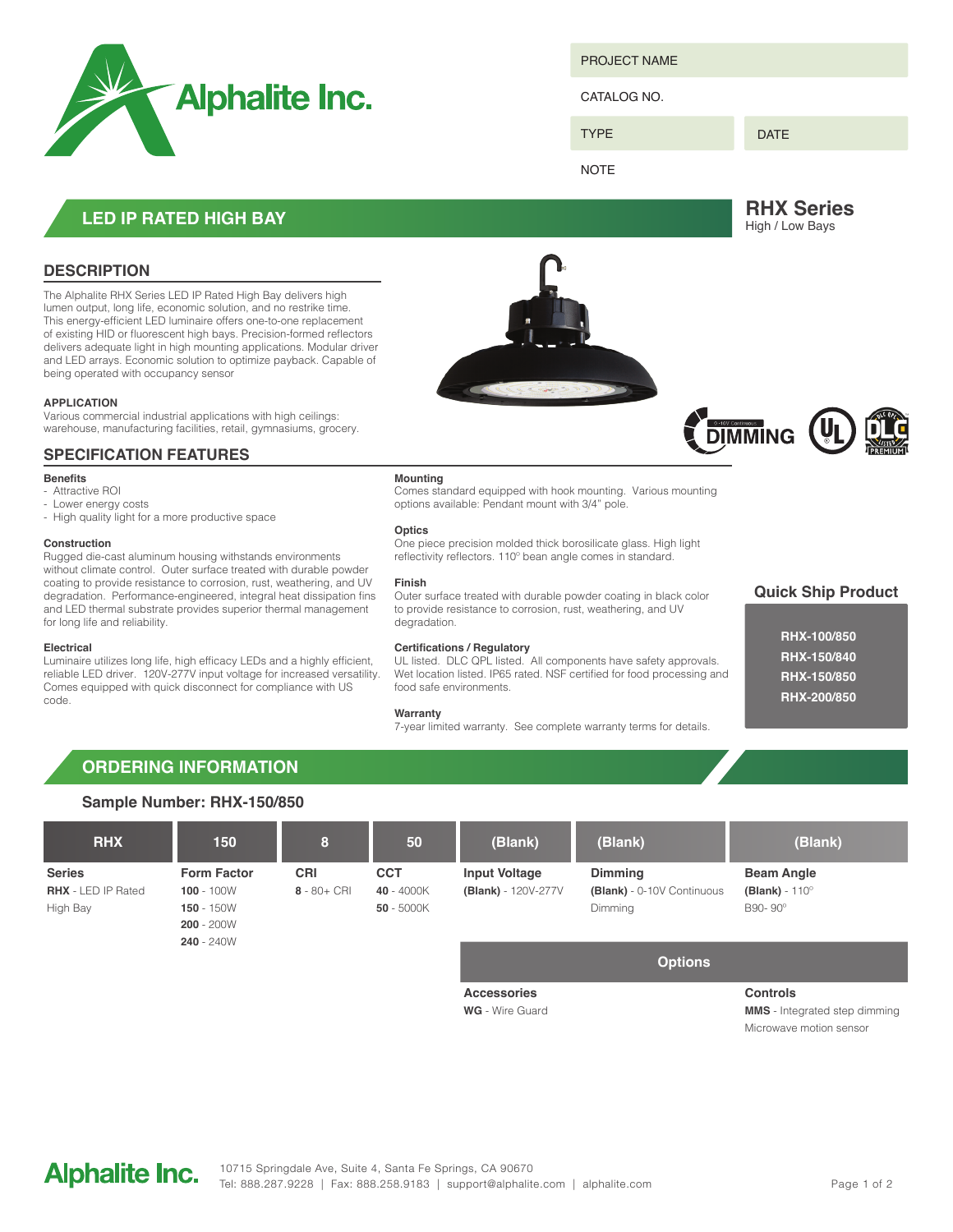Alphalite Inc.

| PROJECT NAME | |
|---|---|
| CATALOG NO. | |
| TYPE | DATE |
| NOTE | |

## LED IP RATED HIGH BAY

# RHX Series
High / Low Bays

## DESCRIPTION

The Alphalite RHX Series LED IP Rated High Bay delivers high lumen output, long life, economic solution, and no restrike time. This energy-efficient LED luminaire offers one-to-one replacement of existing HID or fluorescent high bays. Precision-formed reflectors delivers adequate light in high mounting applications. Modular driver and LED arrays. Economic solution to optimize payback. Capable of being operated with occupancy sensor

### APPLICATION

Various commercial industrial applications with high ceilings: warehouse, manufacturing facilities, retail, gymnasiums, grocery.

## SPECIFICATION FEATURES

**Benefits**
- Attractive ROI
- Lower energy costs
- High quality light for a more productive space

**Construction**
Rugged die-cast aluminum housing withstands environments without climate control. Outer surface treated with durable powder coating to provide resistance to corrosion, rust, weathering, and UV degradation. Performance-engineered, integral heat dissipation fins and LED thermal substrate provides superior thermal management for long life and reliability.

**Electrical**
Luminaire utilizes long life, high efficacy LEDs and a highly efficient, reliable LED driver. 120V-277V input voltage for increased versatility. Comes equipped with quick disconnect for compliance with US code.

**Mounting**
Comes standard equipped with hook mounting. Various mounting options available: Pendant mount with 3/4" pole.

**Optics**
One piece precision molded thick borosilicate glass. High light reflectivity reflectors. 110° bean angle comes in standard.

**Finish**
Outer surface treated with durable powder coating in black color to provide resistance to corrosion, rust, weathering, and UV degradation.

**Certifications / Regulatory**
UL listed. DLC QPL listed. All components have safety approvals. Wet location listed. IP65 rated. NSF certified for food processing and food safe environments.

**Warranty**
7-year limited warranty. See complete warranty terms for details.

### Quick Ship Product

- **RHX-100/850**
- **RHX-150/840**
- **RHX-150/850**
- **RHX-200/850**

## ORDERING INFORMATION

### Sample Number: RHX-150/850

| RHX | 150 | 8 | 50 | (Blank) | (Blank) | (Blank) |
|---|---|---|---|---|---|---|
| **Series** | **Form Factor** | **CRI** | **CCT** | **Input Voltage** | **Dimming** | **Beam Angle** |
| **RHX** - LED IP Rated High Bay | **100** - 100W<br>**150** - 150W<br>**200** - 200W<br>**240** - 240W | **8** - 80+ CRI | **40** - 4000K<br>**50** - 5000K | **(Blank)** - 120V-277V | **(Blank)** - 0-10V Continuous Dimming | **(Blank)** - 110°<br>B90- 90° |

**Options**

| Accessories | Controls |
|---|---|
| **WG** - Wire Guard | **MMS** - Integrated step dimming Microwave motion sensor |

Alphalite Inc.
10715 Springdale Ave, Suite 4, Santa Fe Springs, CA 90670
Tel: 888.287.9228 | Fax: 888.258.9183 | support@alphalite.com | alphalite.com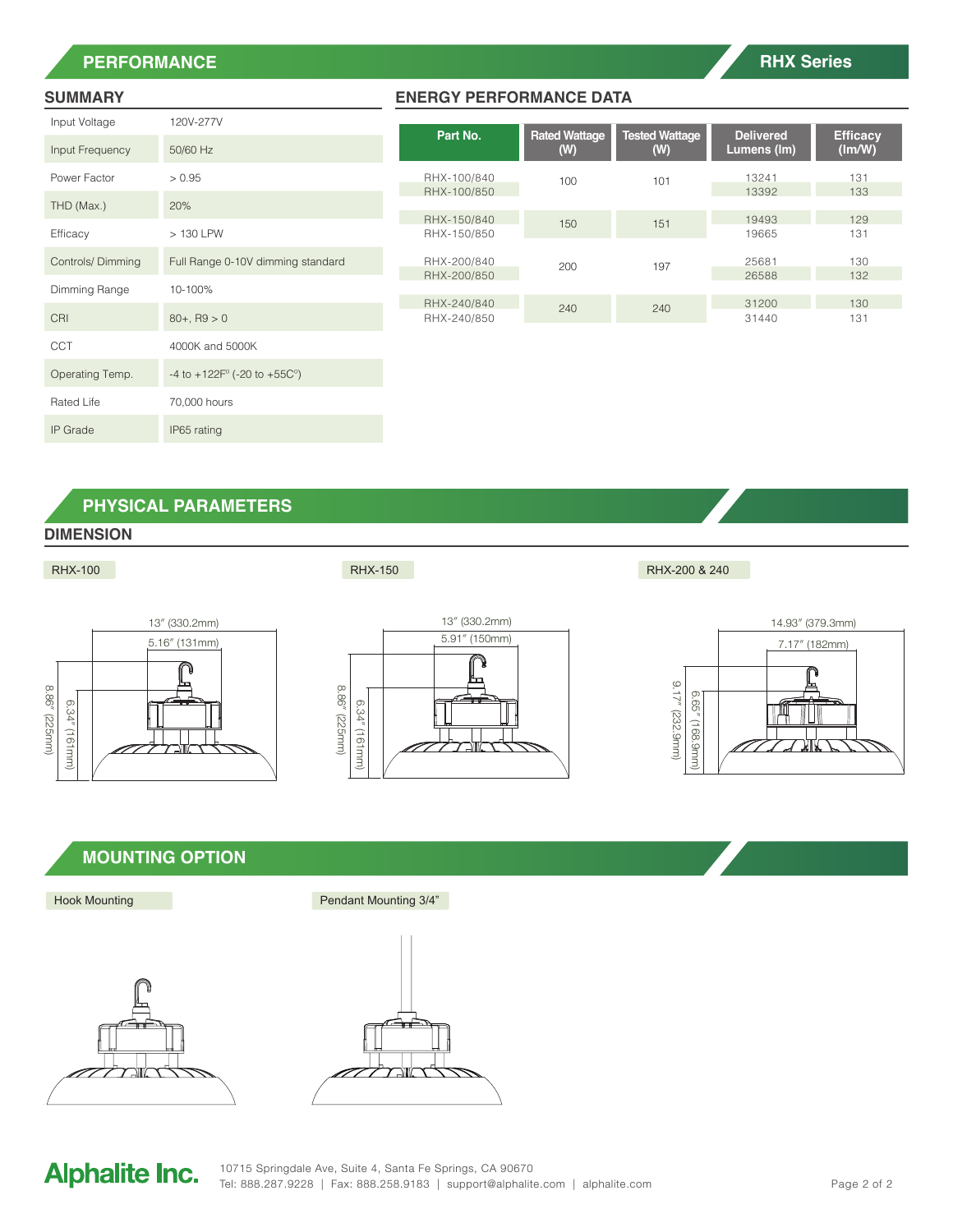## PERFORMANCE

**RHX Series**

### SUMMARY

| | |
|---|---|
| Input Voltage | 120V-277V |
| Input Frequency | 50/60 Hz |
| Power Factor | > 0.95 |
| THD (Max.) | 20% |
| Efficacy | > 130 LPW |
| Controls/ Dimming | Full Range 0-10V dimming standard |
| Dimming Range | 10-100% |
| CRI | 80+, R9 > 0 |
| CCT | 4000K and 5000K |
| Operating Temp. | -4 to +122F° (-20 to +55C°) |
| Rated Life | 70,000 hours |
| IP Grade | IP65 rating |

### ENERGY PERFORMANCE DATA

| Part No. | Rated Wattage (W) | Tested Wattage (W) | Delivered Lumens (lm) | Efficacy (lm/W) |
|---|---|---|---|---|
| RHX-100/840 | 100 | 101 | 13241 | 131 |
| RHX-100/850 | | | 13392 | 133 |
| RHX-150/840 | 150 | 151 | 19493 | 129 |
| RHX-150/850 | | | 19665 | 131 |
| RHX-200/840 | 200 | 197 | 25681 | 130 |
| RHX-200/850 | | | 26588 | 132 |
| RHX-240/840 | 240 | 240 | 31200 | 130 |
| RHX-240/850 | | | 31440 | 131 |

## PHYSICAL PARAMETERS

### DIMENSION

RHX-100

13″ (330.2mm)
5.16″ (131mm)
8.86″ (225mm)
6.34″ (161mm)

RHX-150

13″ (330.2mm)
5.91″ (150mm)
8.86″ (225mm)
6.34″ (161mm)

RHX-200 & 240

14.93″ (379.3mm)
7.17″ (182mm)
9.17″ (232.9mm)
6.65″ (168.9mm)

## MOUNTING OPTION

Hook Mounting

Pendant Mounting 3/4″

**Alphalite Inc.**

10715 Springdale Ave, Suite 4, Santa Fe Springs, CA 90670
Tel: 888.287.9228 | Fax: 888.258.9183 | support@alphalite.com | alphalite.com